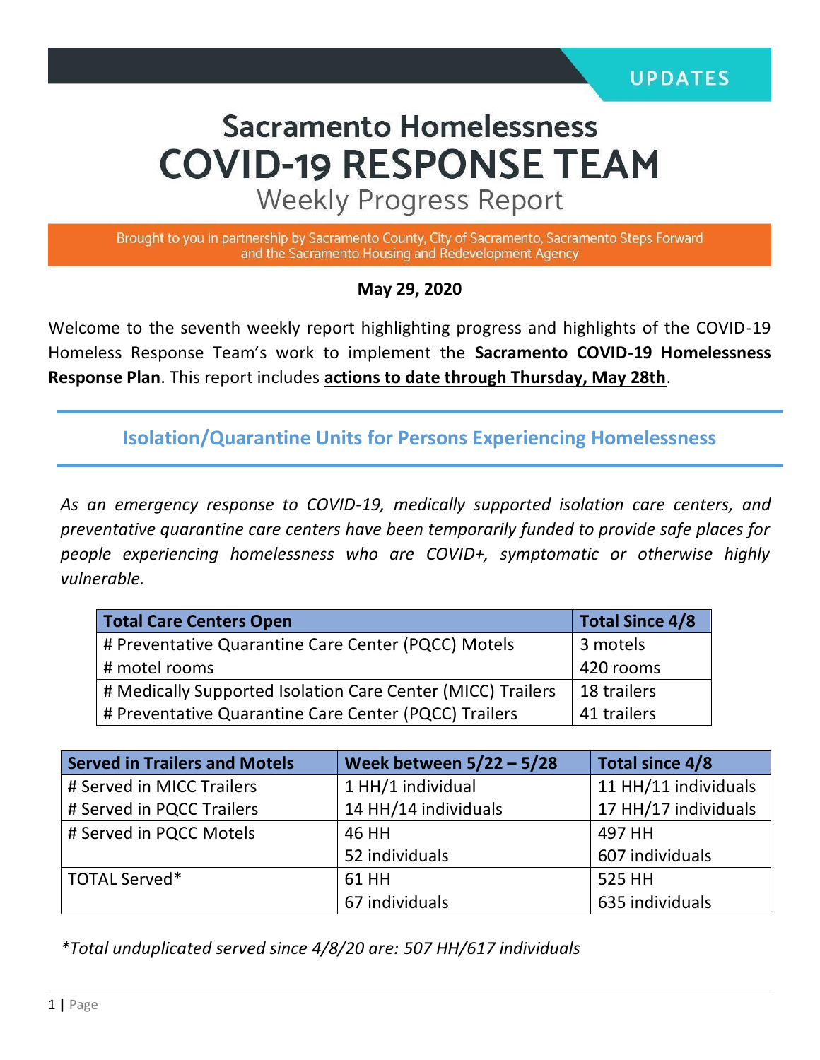UPDATES

# Sacramento Homelessness COVID-19 RESPONSE TEAM

## Weekly Progress Report

Brought to you in partnership by Sacramento County, City of Sacramento, Sacramento Steps Forward and the Sacramento Housing and Redevelopment Agency

**May 29, 2020**

Welcome to the seventh weekly report highlighting progress and highlights of the COVID-19 Homeless Response Team's work to implement the **Sacramento COVID-19 Homelessness Response Plan**. This report includes **actions to date through Thursday, May 28th**.

## Isolation/Quarantine Units for Persons Experiencing Homelessness

*As an emergency response to COVID-19, medically supported isolation care centers, and preventative quarantine care centers have been temporarily funded to provide safe places for people experiencing homelessness who are COVID+, symptomatic or otherwise highly vulnerable.*

| Total Care Centers Open | Total Since 4/8 |
| --- | --- |
| # Preventative Quarantine Care Center (PQCC) Motels<br># motel rooms | 3 motels<br>420 rooms |
| # Medically Supported Isolation Care Center (MICC) Trailers<br># Preventative Quarantine Care Center (PQCC) Trailers | 18 trailers<br>41 trailers |

| Served in Trailers and Motels | Week between 5/22 – 5/28 | Total since 4/8 |
| --- | --- | --- |
| # Served in MICC Trailers<br># Served in PQCC Trailers | 1 HH/1 individual<br>14 HH/14 individuals | 11 HH/11 individuals<br>17 HH/17 individuals |
| # Served in PQCC Motels | 46 HH<br>52 individuals | 497 HH<br>607 individuals |
| TOTAL Served* | 61 HH<br>67 individuals | 525 HH<br>635 individuals |

*\*Total unduplicated served since 4/8/20 are: 507 HH/617 individuals*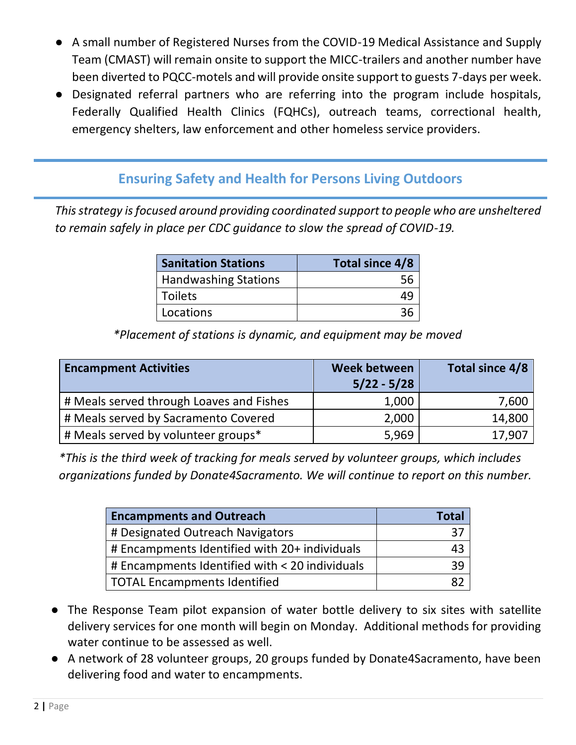- A small number of Registered Nurses from the COVID-19 Medical Assistance and Supply Team (CMAST) will remain onsite to support the MICC-trailers and another number have been diverted to PQCC-motels and will provide onsite support to guests 7-days per week.
- Designated referral partners who are referring into the program include hospitals, Federally Qualified Health Clinics (FQHCs), outreach teams, correctional health, emergency shelters, law enforcement and other homeless service providers.

## Ensuring Safety and Health for Persons Living Outdoors

*This strategy is focused around providing coordinated support to people who are unsheltered to remain safely in place per CDC guidance to slow the spread of COVID-19.*

| Sanitation Stations | Total since 4/8 |
| --- | ---: |
| Handwashing Stations | 56 |
| Toilets | 49 |
| Locations | 36 |

*\*Placement of stations is dynamic, and equipment may be moved*

| Encampment Activities | Week between 5/22 - 5/28 | Total since 4/8 |
| --- | ---: | ---: |
| # Meals served through Loaves and Fishes | 1,000 | 7,600 |
| # Meals served by Sacramento Covered | 2,000 | 14,800 |
| # Meals served by volunteer groups* | 5,969 | 17,907 |

*\*This is the third week of tracking for meals served by volunteer groups, which includes organizations funded by Donate4Sacramento. We will continue to report on this number.*

| Encampments and Outreach | Total |
| --- | ---: |
| # Designated Outreach Navigators | 37 |
| # Encampments Identified with 20+ individuals | 43 |
| # Encampments Identified with < 20 individuals | 39 |
| TOTAL Encampments Identified | 82 |

- The Response Team pilot expansion of water bottle delivery to six sites with satellite delivery services for one month will begin on Monday. Additional methods for providing water continue to be assessed as well.
- A network of 28 volunteer groups, 20 groups funded by Donate4Sacramento, have been delivering food and water to encampments.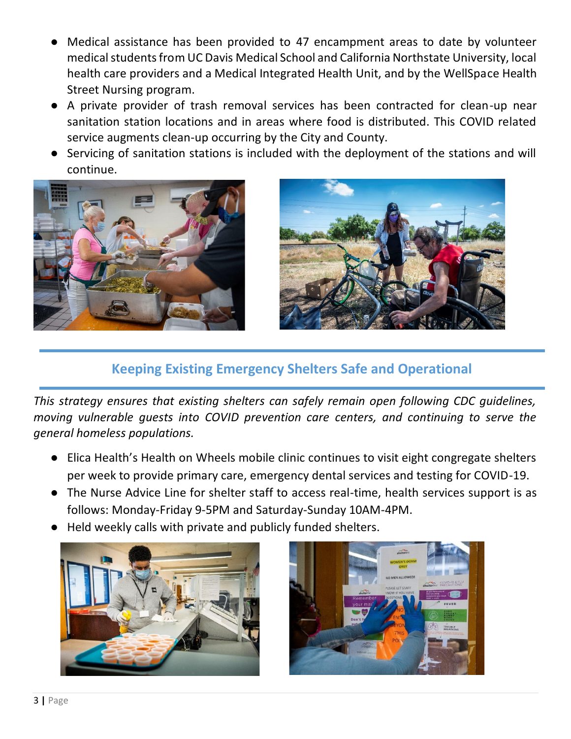- Medical assistance has been provided to 47 encampment areas to date by volunteer medical students from UC Davis Medical School and California Northstate University, local health care providers and a Medical Integrated Health Unit, and by the WellSpace Health Street Nursing program.
- A private provider of trash removal services has been contracted for clean-up near sanitation station locations and in areas where food is distributed. This COVID related service augments clean-up occurring by the City and County.
- Servicing of sanitation stations is included with the deployment of the stations and will continue.

## Keeping Existing Emergency Shelters Safe and Operational

*This strategy ensures that existing shelters can safely remain open following CDC guidelines, moving vulnerable guests into COVID prevention care centers, and continuing to serve the general homeless populations.*

- Elica Health's Health on Wheels mobile clinic continues to visit eight congregate shelters per week to provide primary care, emergency dental services and testing for COVID-19.
- The Nurse Advice Line for shelter staff to access real-time, health services support is as follows: Monday-Friday 9-5PM and Saturday-Sunday 10AM-4PM.
- Held weekly calls with private and publicly funded shelters.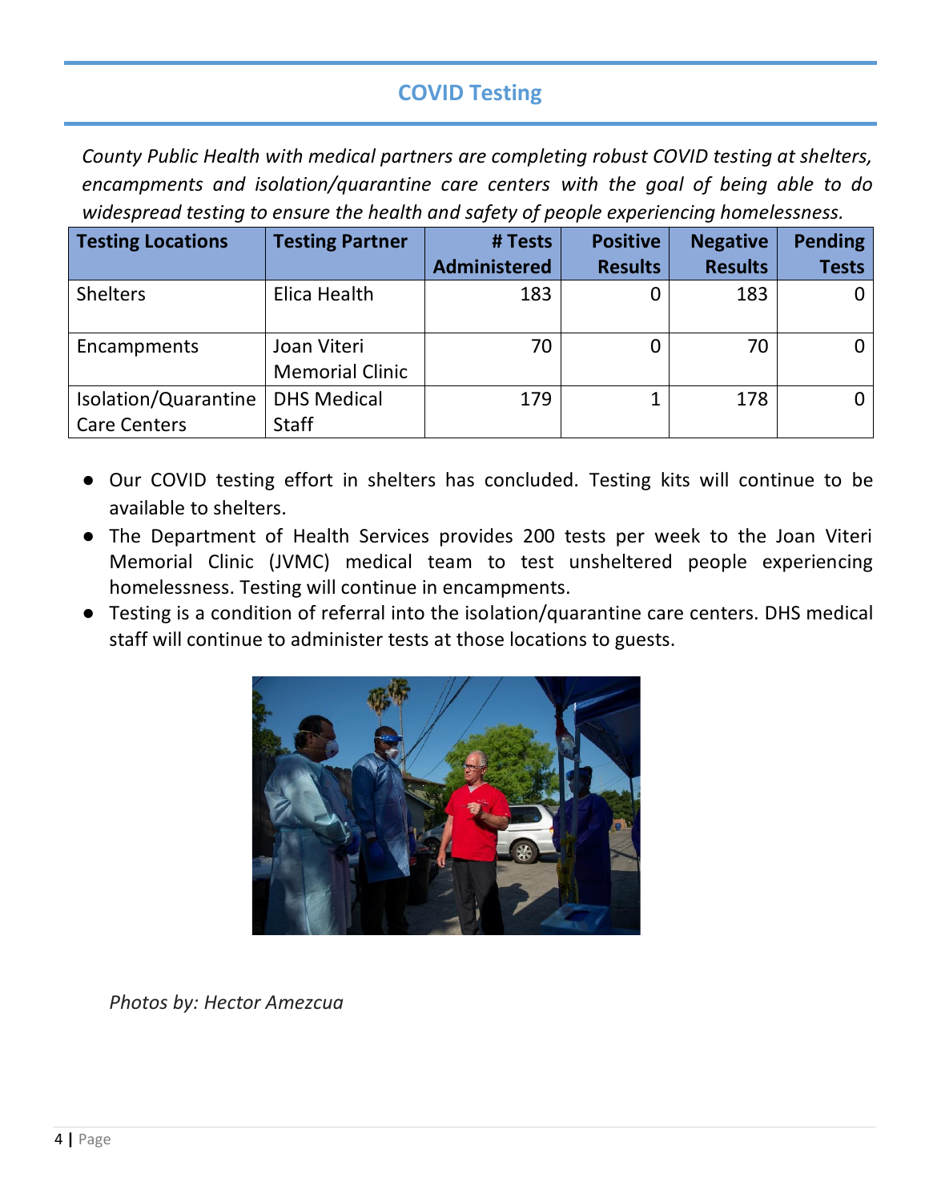## COVID Testing

*County Public Health with medical partners are completing robust COVID testing at shelters, encampments and isolation/quarantine care centers with the goal of being able to do widespread testing to ensure the health and safety of people experiencing homelessness.*

| Testing Locations | Testing Partner | # Tests Administered | Positive Results | Negative Results | Pending Tests |
|---|---|---|---|---|---|
| Shelters | Elica Health | 183 | 0 | 183 | 0 |
| Encampments | Joan Viteri Memorial Clinic | 70 | 0 | 70 | 0 |
| Isolation/Quarantine Care Centers | DHS Medical Staff | 179 | 1 | 178 | 0 |

- Our COVID testing effort in shelters has concluded. Testing kits will continue to be available to shelters.
- The Department of Health Services provides 200 tests per week to the Joan Viteri Memorial Clinic (JVMC) medical team to test unsheltered people experiencing homelessness. Testing will continue in encampments.
- Testing is a condition of referral into the isolation/quarantine care centers. DHS medical staff will continue to administer tests at those locations to guests.

*Photos by: Hector Amezcua*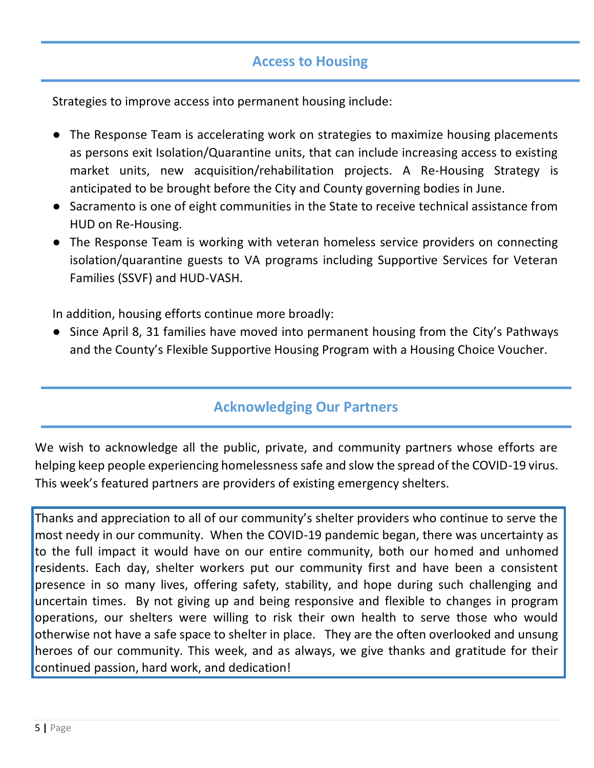## Access to Housing

Strategies to improve access into permanent housing include:

- The Response Team is accelerating work on strategies to maximize housing placements as persons exit Isolation/Quarantine units, that can include increasing access to existing market units, new acquisition/rehabilitation projects. A Re-Housing Strategy is anticipated to be brought before the City and County governing bodies in June.
- Sacramento is one of eight communities in the State to receive technical assistance from HUD on Re-Housing.
- The Response Team is working with veteran homeless service providers on connecting isolation/quarantine guests to VA programs including Supportive Services for Veteran Families (SSVF) and HUD-VASH.

In addition, housing efforts continue more broadly:

- Since April 8, 31 families have moved into permanent housing from the City's Pathways and the County's Flexible Supportive Housing Program with a Housing Choice Voucher.

## Acknowledging Our Partners

We wish to acknowledge all the public, private, and community partners whose efforts are helping keep people experiencing homelessness safe and slow the spread of the COVID-19 virus. This week's featured partners are providers of existing emergency shelters.

Thanks and appreciation to all of our community's shelter providers who continue to serve the most needy in our community. When the COVID-19 pandemic began, there was uncertainty as to the full impact it would have on our entire community, both our homed and unhomed residents. Each day, shelter workers put our community first and have been a consistent presence in so many lives, offering safety, stability, and hope during such challenging and uncertain times. By not giving up and being responsive and flexible to changes in program operations, our shelters were willing to risk their own health to serve those who would otherwise not have a safe space to shelter in place. They are the often overlooked and unsung heroes of our community. This week, and as always, we give thanks and gratitude for their continued passion, hard work, and dedication!